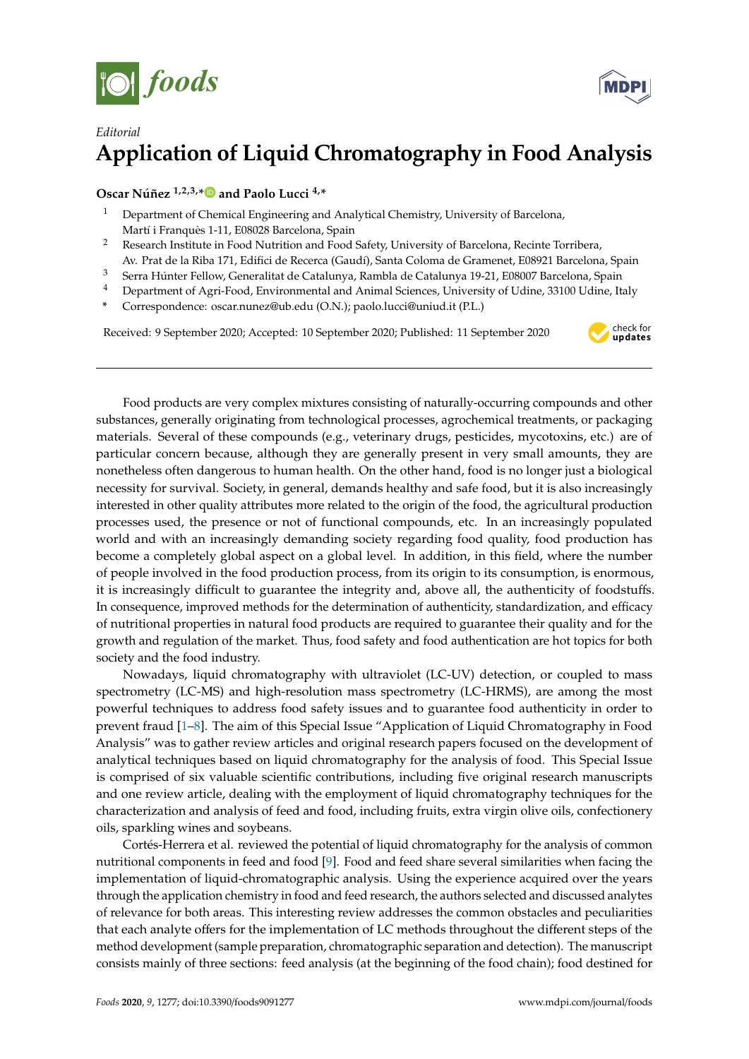*Editorial*

# Application of Liquid Chromatography in Food Analysis

**Oscar Núñez [1,2,3,*] and Paolo Lucci [4,*]**

1. Department of Chemical Engineering and Analytical Chemistry, University of Barcelona, Martí i Franquès 1-11, E08028 Barcelona, Spain
2. Research Institute in Food Nutrition and Food Safety, University of Barcelona, Recinte Torribera, Av. Prat de la Riba 171, Edifici de Recerca (Gaudí), Santa Coloma de Gramenet, E08921 Barcelona, Spain
3. Serra Húnter Fellow, Generalitat de Catalunya, Rambla de Catalunya 19-21, E08007 Barcelona, Spain
4. Department of Agri-Food, Environmental and Animal Sciences, University of Udine, 33100 Udine, Italy

\* Correspondence: oscar.nunez@ub.edu (O.N.); paolo.lucci@uniud.it (P.L.)

Received: 9 September 2020; Accepted: 10 September 2020; Published: 11 September 2020

---

Food products are very complex mixtures consisting of naturally-occurring compounds and other substances, generally originating from technological processes, agrochemical treatments, or packaging materials. Several of these compounds (e.g., veterinary drugs, pesticides, mycotoxins, etc.) are of particular concern because, although they are generally present in very small amounts, they are nonetheless often dangerous to human health. On the other hand, food is no longer just a biological necessity for survival. Society, in general, demands healthy and safe food, but it is also increasingly interested in other quality attributes more related to the origin of the food, the agricultural production processes used, the presence or not of functional compounds, etc. In an increasingly populated world and with an increasingly demanding society regarding food quality, food production has become a completely global aspect on a global level. In addition, in this field, where the number of people involved in the food production process, from its origin to its consumption, is enormous, it is increasingly difficult to guarantee the integrity and, above all, the authenticity of foodstuffs. In consequence, improved methods for the determination of authenticity, standardization, and efficacy of nutritional properties in natural food products are required to guarantee their quality and for the growth and regulation of the market. Thus, food safety and food authentication are hot topics for both society and the food industry.

Nowadays, liquid chromatography with ultraviolet (LC-UV) detection, or coupled to mass spectrometry (LC-MS) and high-resolution mass spectrometry (LC-HRMS), are among the most powerful techniques to address food safety issues and to guarantee food authenticity in order to prevent fraud [1–8]. The aim of this Special Issue "Application of Liquid Chromatography in Food Analysis" was to gather review articles and original research papers focused on the development of analytical techniques based on liquid chromatography for the analysis of food. This Special Issue is comprised of six valuable scientific contributions, including five original research manuscripts and one review article, dealing with the employment of liquid chromatography techniques for the characterization and analysis of feed and food, including fruits, extra virgin olive oils, confectionery oils, sparkling wines and soybeans.

Cortés-Herrera et al. reviewed the potential of liquid chromatography for the analysis of common nutritional components in feed and food [9]. Food and feed share several similarities when facing the implementation of liquid-chromatographic analysis. Using the experience acquired over the years through the application chemistry in food and feed research, the authors selected and discussed analytes of relevance for both areas. This interesting review addresses the common obstacles and peculiarities that each analyte offers for the implementation of LC methods throughout the different steps of the method development (sample preparation, chromatographic separation and detection). The manuscript consists mainly of three sections: feed analysis (at the beginning of the food chain); food destined for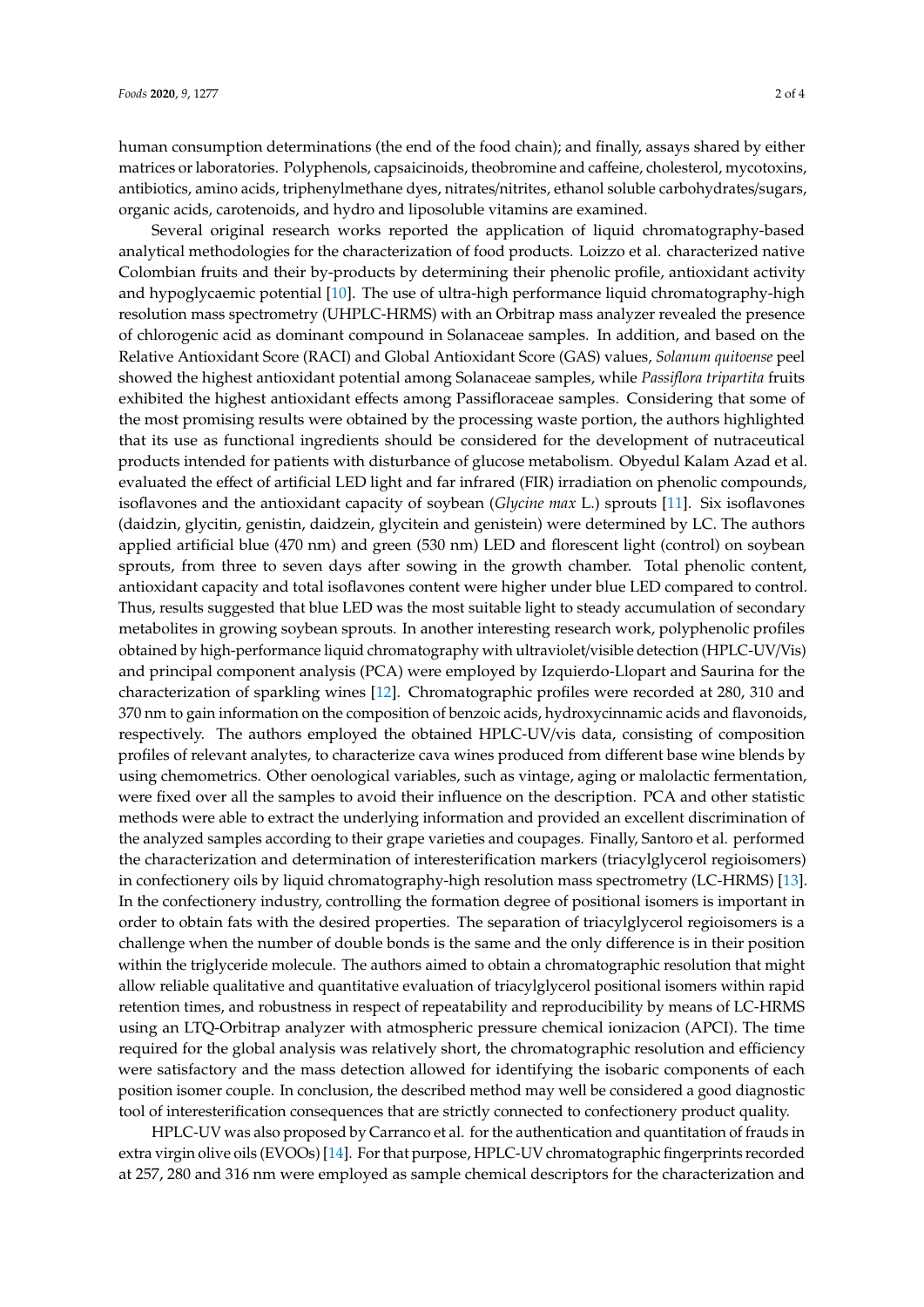human consumption determinations (the end of the food chain); and finally, assays shared by either matrices or laboratories. Polyphenols, capsaicinoids, theobromine and caffeine, cholesterol, mycotoxins, antibiotics, amino acids, triphenylmethane dyes, nitrates/nitrites, ethanol soluble carbohydrates/sugars, organic acids, carotenoids, and hydro and liposoluble vitamins are examined.

Several original research works reported the application of liquid chromatography-based analytical methodologies for the characterization of food products. Loizzo et al. characterized native Colombian fruits and their by-products by determining their phenolic profile, antioxidant activity and hypoglycaemic potential [10]. The use of ultra-high performance liquid chromatography-high resolution mass spectrometry (UHPLC-HRMS) with an Orbitrap mass analyzer revealed the presence of chlorogenic acid as dominant compound in Solanaceae samples. In addition, and based on the Relative Antioxidant Score (RACI) and Global Antioxidant Score (GAS) values, *Solanum quitoense* peel showed the highest antioxidant potential among Solanaceae samples, while *Passiflora tripartita* fruits exhibited the highest antioxidant effects among Passifloraceae samples. Considering that some of the most promising results were obtained by the processing waste portion, the authors highlighted that its use as functional ingredients should be considered for the development of nutraceutical products intended for patients with disturbance of glucose metabolism. Obyedul Kalam Azad et al. evaluated the effect of artificial LED light and far infrared (FIR) irradiation on phenolic compounds, isoflavones and the antioxidant capacity of soybean (*Glycine max* L.) sprouts [11]. Six isoflavones (daidzin, glycitin, genistin, daidzein, glycitein and genistein) were determined by LC. The authors applied artificial blue (470 nm) and green (530 nm) LED and florescent light (control) on soybean sprouts, from three to seven days after sowing in the growth chamber. Total phenolic content, antioxidant capacity and total isoflavones content were higher under blue LED compared to control. Thus, results suggested that blue LED was the most suitable light to steady accumulation of secondary metabolites in growing soybean sprouts. In another interesting research work, polyphenolic profiles obtained by high-performance liquid chromatography with ultraviolet/visible detection (HPLC-UV/Vis) and principal component analysis (PCA) were employed by Izquierdo-Llopart and Saurina for the characterization of sparkling wines [12]. Chromatographic profiles were recorded at 280, 310 and 370 nm to gain information on the composition of benzoic acids, hydroxycinnamic acids and flavonoids, respectively. The authors employed the obtained HPLC-UV/vis data, consisting of composition profiles of relevant analytes, to characterize cava wines produced from different base wine blends by using chemometrics. Other oenological variables, such as vintage, aging or malolactic fermentation, were fixed over all the samples to avoid their influence on the description. PCA and other statistic methods were able to extract the underlying information and provided an excellent discrimination of the analyzed samples according to their grape varieties and coupages. Finally, Santoro et al. performed the characterization and determination of interesterification markers (triacylglycerol regioisomers) in confectionery oils by liquid chromatography-high resolution mass spectrometry (LC-HRMS) [13]. In the confectionery industry, controlling the formation degree of positional isomers is important in order to obtain fats with the desired properties. The separation of triacylglycerol regioisomers is a challenge when the number of double bonds is the same and the only difference is in their position within the triglyceride molecule. The authors aimed to obtain a chromatographic resolution that might allow reliable qualitative and quantitative evaluation of triacylglycerol positional isomers within rapid retention times, and robustness in respect of repeatability and reproducibility by means of LC-HRMS using an LTQ-Orbitrap analyzer with atmospheric pressure chemical ionizacion (APCI). The time required for the global analysis was relatively short, the chromatographic resolution and efficiency were satisfactory and the mass detection allowed for identifying the isobaric components of each position isomer couple. In conclusion, the described method may well be considered a good diagnostic tool of interesterification consequences that are strictly connected to confectionery product quality.

HPLC-UV was also proposed by Carranco et al. for the authentication and quantitation of frauds in extra virgin olive oils (EVOOs) [14]. For that purpose, HPLC-UV chromatographic fingerprints recorded at 257, 280 and 316 nm were employed as sample chemical descriptors for the characterization and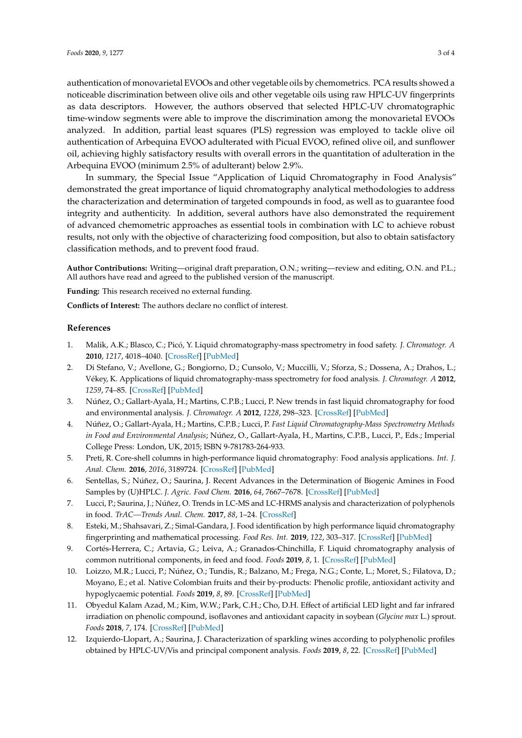authentication of monovarietal EVOOs and other vegetable oils by chemometrics. PCA results showed a noticeable discrimination between olive oils and other vegetable oils using raw HPLC-UV fingerprints as data descriptors. However, the authors observed that selected HPLC-UV chromatographic time-window segments were able to improve the discrimination among the monovarietal EVOOs analyzed. In addition, partial least squares (PLS) regression was employed to tackle olive oil authentication of Arbequina EVOO adulterated with Picual EVOO, refined olive oil, and sunflower oil, achieving highly satisfactory results with overall errors in the quantitation of adulteration in the Arbequina EVOO (minimum 2.5% of adulterant) below 2.9%.

In summary, the Special Issue "Application of Liquid Chromatography in Food Analysis" demonstrated the great importance of liquid chromatography analytical methodologies to address the characterization and determination of targeted compounds in food, as well as to guarantee food integrity and authenticity. In addition, several authors have also demonstrated the requirement of advanced chemometric approaches as essential tools in combination with LC to achieve robust results, not only with the objective of characterizing food composition, but also to obtain satisfactory classification methods, and to prevent food fraud.

**Author Contributions:** Writing—original draft preparation, O.N.; writing—review and editing, O.N. and P.L.; All authors have read and agreed to the published version of the manuscript.

**Funding:** This research received no external funding.

**Conflicts of Interest:** The authors declare no conflict of interest.

## References

1. Malik, A.K.; Blasco, C.; Picó, Y. Liquid chromatography-mass spectrometry in food safety. *J. Chromatogr. A* **2010**, *1217*, 4018–4040. [CrossRef] [PubMed]
2. Di Stefano, V.; Avellone, G.; Bongiorno, D.; Cunsolo, V.; Muccilli, V.; Sforza, S.; Dossena, A.; Drahos, L.; Vékey, K. Applications of liquid chromatography-mass spectrometry for food analysis. *J. Chromatogr. A* **2012**, *1259*, 74–85. [CrossRef] [PubMed]
3. Núñez, O.; Gallart-Ayala, H.; Martins, C.P.B.; Lucci, P. New trends in fast liquid chromatography for food and environmental analysis. *J. Chromatogr. A* **2012**, *1228*, 298–323. [CrossRef] [PubMed]
4. Núñez, O.; Gallart-Ayala, H.; Martins, C.P.B.; Lucci, P. *Fast Liquid Chromatography-Mass Spectrometry Methods in Food and Environmental Analysis*; Núñez, O., Gallart-Ayala, H., Martins, C.P.B., Lucci, P., Eds.; Imperial College Press: London, UK, 2015; ISBN 9-781783-264-933.
5. Preti, R. Core-shell columns in high-performance liquid chromatography: Food analysis applications. *Int. J. Anal. Chem.* **2016**, *2016*, 3189724. [CrossRef] [PubMed]
6. Sentellas, S.; Núñez, O.; Saurina, J. Recent Advances in the Determination of Biogenic Amines in Food Samples by (U)HPLC. *J. Agric. Food Chem.* **2016**, *64*, 7667–7678. [CrossRef] [PubMed]
7. Lucci, P.; Saurina, J.; Núñez, O. Trends in LC-MS and LC-HRMS analysis and characterization of polyphenols in food. *TrAC—Trends Anal. Chem.* **2017**, *88*, 1–24. [CrossRef]
8. Esteki, M.; Shahsavari, Z.; Simal-Gandara, J. Food identification by high performance liquid chromatography fingerprinting and mathematical processing. *Food Res. Int.* **2019**, *122*, 303–317. [CrossRef] [PubMed]
9. Cortés-Herrera, C.; Artavia, G.; Leiva, A.; Granados-Chinchilla, F. Liquid chromatography analysis of common nutritional components, in feed and food. *Foods* **2019**, *8*, 1. [CrossRef] [PubMed]
10. Loizzo, M.R.; Lucci, P.; Núñez, O.; Tundis, R.; Balzano, M.; Frega, N.G.; Conte, L.; Moret, S.; Filatova, D.; Moyano, E.; et al. Native Colombian fruits and their by-products: Phenolic profile, antioxidant activity and hypoglycaemic potential. *Foods* **2019**, *8*, 89. [CrossRef] [PubMed]
11. Obyedul Kalam Azad, M.; Kim, W.W.; Park, C.H.; Cho, D.H. Effect of artificial LED light and far infrared irradiation on phenolic compound, isoflavones and antioxidant capacity in soybean (*Glycine max* L.) sprout. *Foods* **2018**, *7*, 174. [CrossRef] [PubMed]
12. Izquierdo-Llopart, A.; Saurina, J. Characterization of sparkling wines according to polyphenolic profiles obtained by HPLC-UV/Vis and principal component analysis. *Foods* **2019**, *8*, 22. [CrossRef] [PubMed]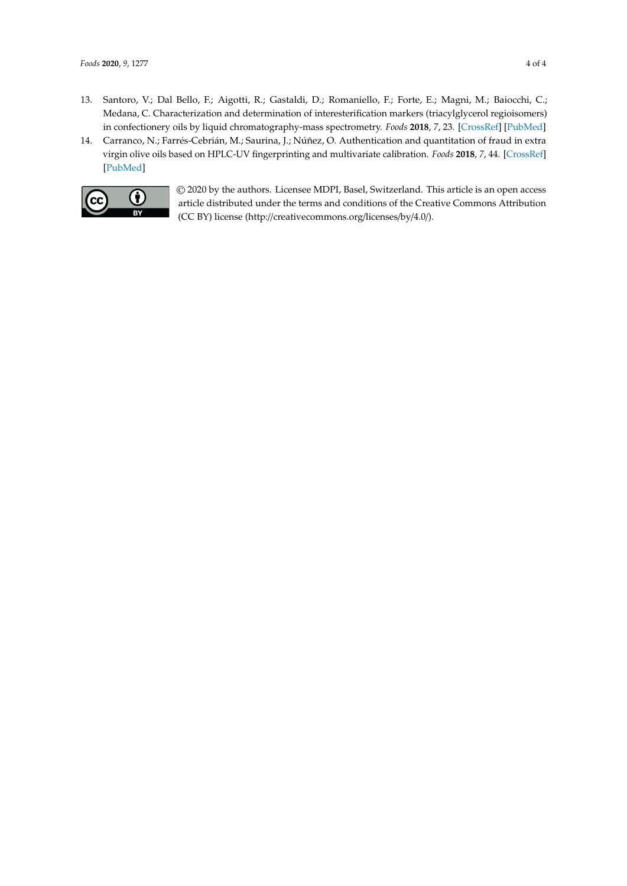13. Santoro, V.; Dal Bello, F.; Aigotti, R.; Gastaldi, D.; Romaniello, F.; Forte, E.; Magni, M.; Baiocchi, C.; Medana, C. Characterization and determination of interesterification markers (triacylglycerol regioisomers) in confectionery oils by liquid chromatography-mass spectrometry. *Foods* **2018**, *7*, 23. [CrossRef] [PubMed]
14. Carranco, N.; Farrés-Cebrián, M.; Saurina, J.; Núñez, O. Authentication and quantitation of fraud in extra virgin olive oils based on HPLC-UV fingerprinting and multivariate calibration. *Foods* **2018**, *7*, 44. [CrossRef] [PubMed]

© 2020 by the authors. Licensee MDPI, Basel, Switzerland. This article is an open access article distributed under the terms and conditions of the Creative Commons Attribution (CC BY) license (http://creativecommons.org/licenses/by/4.0/).